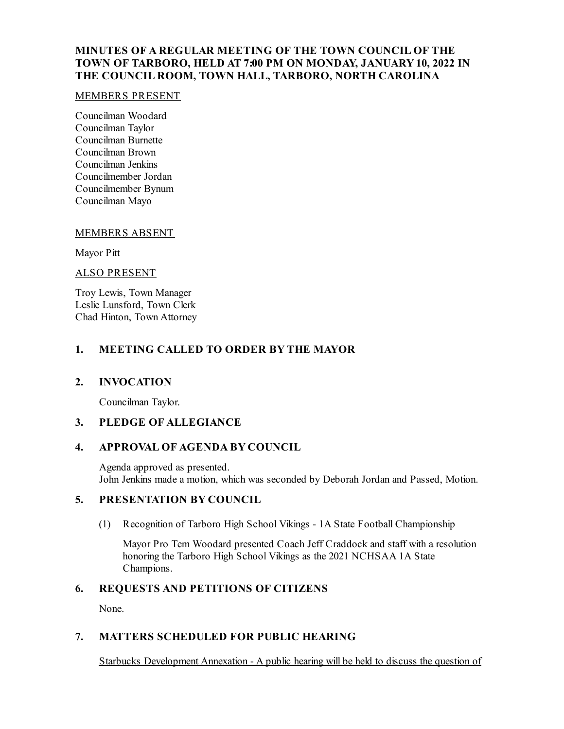**MINUTES OF A REGULAR MEETING OF THE TOWN COUNCIL OF THE TOWN OF TARBORO, HELD AT 7:00 PM ON MONDAY, JANUARY 10, 2022 IN THE COUNCIL ROOM, TOWN HALL, TARBORO, NORTH CAROLINA**

MEMBERS PRESENT

Councilman Woodard
Councilman Taylor
Councilman Burnette
Councilman Brown
Councilman Jenkins
Councilmember Jordan
Councilmember Bynum
Councilman Mayo

MEMBERS ABSENT

Mayor Pitt

ALSO PRESENT

Troy Lewis, Town Manager
Leslie Lunsford, Town Clerk
Chad Hinton, Town Attorney

## 1. MEETING CALLED TO ORDER BY THE MAYOR

## 2. INVOCATION

Councilman Taylor.

## 3. PLEDGE OF ALLEGIANCE

## 4. APPROVAL OF AGENDA BY COUNCIL

Agenda approved as presented.
John Jenkins made a motion, which was seconded by Deborah Jordan and Passed, Motion.

## 5. PRESENTATION BY COUNCIL

(1) Recognition of Tarboro High School Vikings - 1A State Football Championship

Mayor Pro Tem Woodard presented Coach Jeff Craddock and staff with a resolution honoring the Tarboro High School Vikings as the 2021 NCHSAA 1A State Champions.

## 6. REQUESTS AND PETITIONS OF CITIZENS

None.

## 7. MATTERS SCHEDULED FOR PUBLIC HEARING

Starbucks Development Annexation - A public hearing will be held to discuss the question of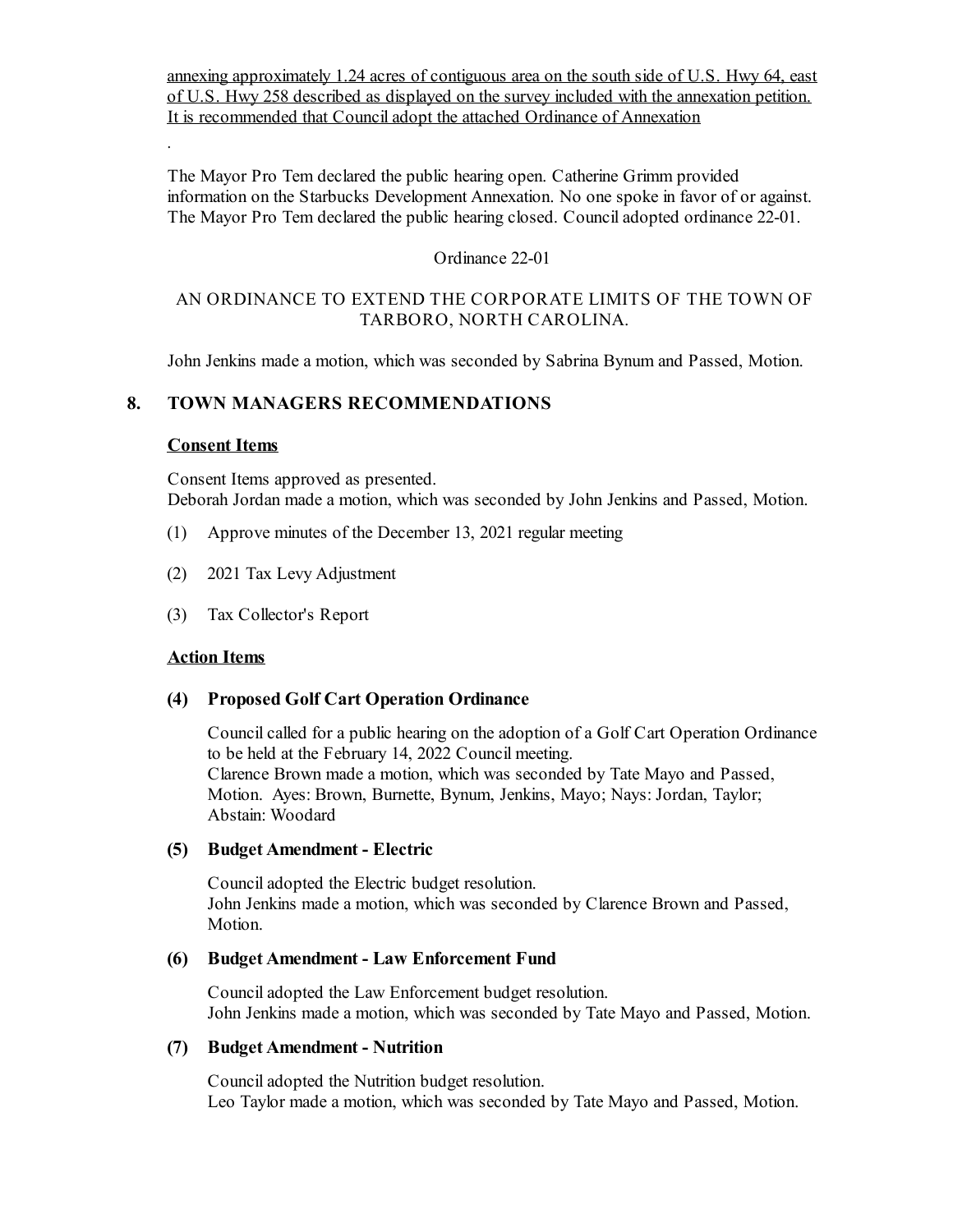annexing approximately 1.24 acres of contiguous area on the south side of U.S. Hwy 64, east of U.S. Hwy 258 described as displayed on the survey included with the annexation petition. It is recommended that Council adopt the attached Ordinance of Annexation

.

The Mayor Pro Tem declared the public hearing open. Catherine Grimm provided information on the Starbucks Development Annexation. No one spoke in favor of or against. The Mayor Pro Tem declared the public hearing closed. Council adopted ordinance 22-01.

Ordinance 22-01

AN ORDINANCE TO EXTEND THE CORPORATE LIMITS OF THE TOWN OF TARBORO, NORTH CAROLINA.

John Jenkins made a motion, which was seconded by Sabrina Bynum and Passed, Motion.

## 8. TOWN MANAGERS RECOMMENDATIONS

### Consent Items

Consent Items approved as presented.
Deborah Jordan made a motion, which was seconded by John Jenkins and Passed, Motion.

(1) Approve minutes of the December 13, 2021 regular meeting

(2) 2021 Tax Levy Adjustment

(3) Tax Collector's Report

### Action Items

**(4) Proposed Golf Cart Operation Ordinance**

Council called for a public hearing on the adoption of a Golf Cart Operation Ordinance to be held at the February 14, 2022 Council meeting.
Clarence Brown made a motion, which was seconded by Tate Mayo and Passed, Motion. Ayes: Brown, Burnette, Bynum, Jenkins, Mayo; Nays: Jordan, Taylor; Abstain: Woodard

**(5) Budget Amendment - Electric**

Council adopted the Electric budget resolution.
John Jenkins made a motion, which was seconded by Clarence Brown and Passed, Motion.

**(6) Budget Amendment - Law Enforcement Fund**

Council adopted the Law Enforcement budget resolution.
John Jenkins made a motion, which was seconded by Tate Mayo and Passed, Motion.

**(7) Budget Amendment - Nutrition**

Council adopted the Nutrition budget resolution.
Leo Taylor made a motion, which was seconded by Tate Mayo and Passed, Motion.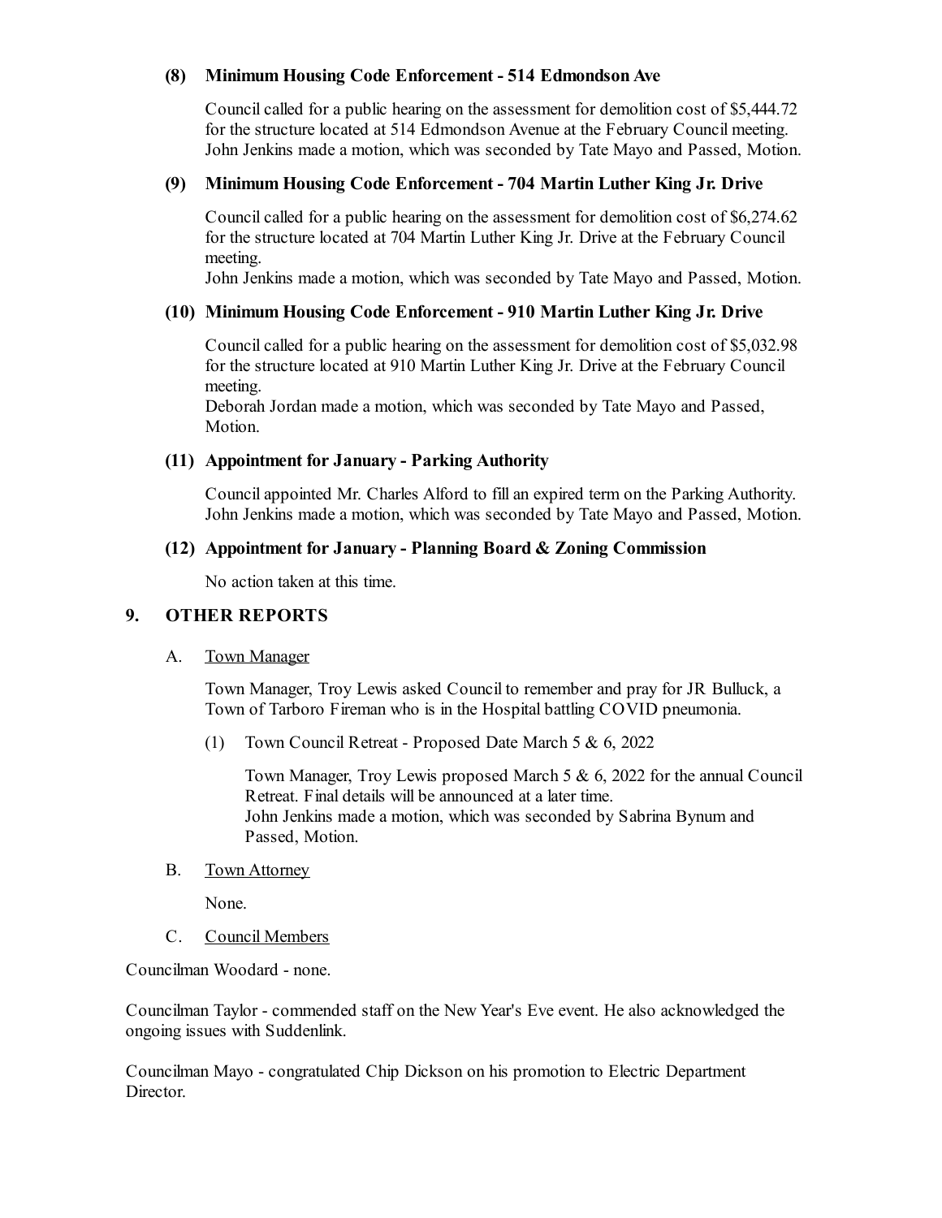**(8) Minimum Housing Code Enforcement - 514 Edmondson Ave**

Council called for a public hearing on the assessment for demolition cost of $5,444.72 for the structure located at 514 Edmondson Avenue at the February Council meeting.
John Jenkins made a motion, which was seconded by Tate Mayo and Passed, Motion.

**(9) Minimum Housing Code Enforcement - 704 Martin Luther King Jr. Drive**

Council called for a public hearing on the assessment for demolition cost of $6,274.62 for the structure located at 704 Martin Luther King Jr. Drive at the February Council meeting.
John Jenkins made a motion, which was seconded by Tate Mayo and Passed, Motion.

**(10) Minimum Housing Code Enforcement - 910 Martin Luther King Jr. Drive**

Council called for a public hearing on the assessment for demolition cost of $5,032.98 for the structure located at 910 Martin Luther King Jr. Drive at the February Council meeting.
Deborah Jordan made a motion, which was seconded by Tate Mayo and Passed, Motion.

**(11) Appointment for January - Parking Authority**

Council appointed Mr. Charles Alford to fill an expired term on the Parking Authority.
John Jenkins made a motion, which was seconded by Tate Mayo and Passed, Motion.

**(12) Appointment for January - Planning Board & Zoning Commission**

No action taken at this time.

## 9. OTHER REPORTS

A. Town Manager

Town Manager, Troy Lewis asked Council to remember and pray for JR Bulluck, a Town of Tarboro Fireman who is in the Hospital battling COVID pneumonia.

(1) Town Council Retreat - Proposed Date March 5 & 6, 2022

Town Manager, Troy Lewis proposed March 5 & 6, 2022 for the annual Council Retreat. Final details will be announced at a later time.
John Jenkins made a motion, which was seconded by Sabrina Bynum and Passed, Motion.

B. Town Attorney

None.

C. Council Members

Councilman Woodard - none.

Councilman Taylor - commended staff on the New Year's Eve event. He also acknowledged the ongoing issues with Suddenlink.

Councilman Mayo - congratulated Chip Dickson on his promotion to Electric Department Director.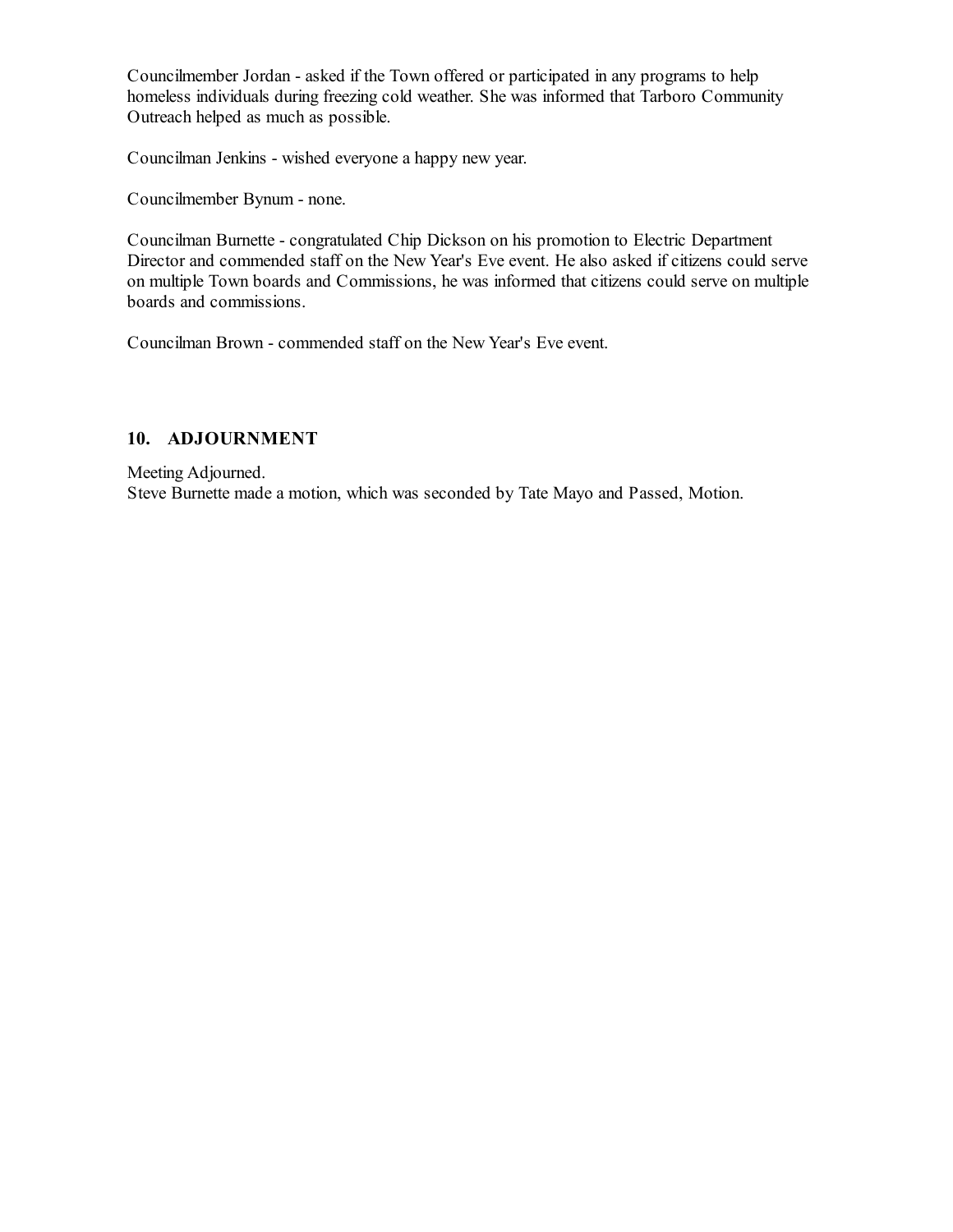Councilmember Jordan - asked if the Town offered or participated in any programs to help homeless individuals during freezing cold weather. She was informed that Tarboro Community Outreach helped as much as possible.

Councilman Jenkins - wished everyone a happy new year.

Councilmember Bynum - none.

Councilman Burnette - congratulated Chip Dickson on his promotion to Electric Department Director and commended staff on the New Year's Eve event. He also asked if citizens could serve on multiple Town boards and Commissions, he was informed that citizens could serve on multiple boards and commissions.

Councilman Brown - commended staff on the New Year's Eve event.

## 10. ADJOURNMENT

Meeting Adjourned.
Steve Burnette made a motion, which was seconded by Tate Mayo and Passed, Motion.